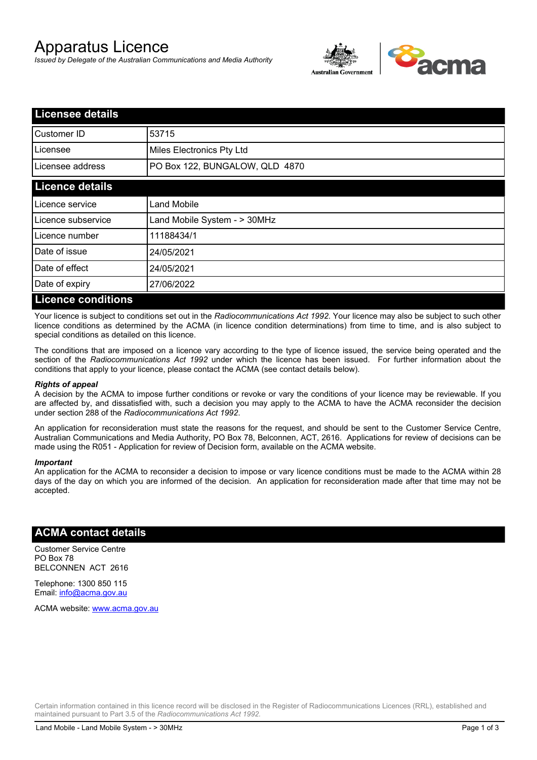# Apparatus Licence

*Issued by Delegate of the Australian Communications and Media Authority*

## Licensee details

| | |
|---|---|
| Customer ID | 53715 |
| Licensee | Miles Electronics Pty Ltd |
| Licensee address | PO Box 122, BUNGALOW, QLD 4870 |

## Licence details

| | |
|---|---|
| Licence service | Land Mobile |
| Licence subservice | Land Mobile System - > 30MHz |
| Licence number | 11188434/1 |
| Date of issue | 24/05/2021 |
| Date of effect | 24/05/2021 |
| Date of expiry | 27/06/2022 |

## Licence conditions

Your licence is subject to conditions set out in the *Radiocommunications Act 1992*. Your licence may also be subject to such other licence conditions as determined by the ACMA (in licence condition determinations) from time to time, and is also subject to special conditions as detailed on this licence.

The conditions that are imposed on a licence vary according to the type of licence issued, the service being operated and the section of the *Radiocommunications Act 1992* under which the licence has been issued. For further information about the conditions that apply to your licence, please contact the ACMA (see contact details below).

***Rights of appeal***

A decision by the ACMA to impose further conditions or revoke or vary the conditions of your licence may be reviewable. If you are affected by, and dissatisfied with, such a decision you may apply to the ACMA to have the ACMA reconsider the decision under section 288 of the *Radiocommunications Act 1992*.

An application for reconsideration must state the reasons for the request, and should be sent to the Customer Service Centre, Australian Communications and Media Authority, PO Box 78, Belconnen, ACT, 2616. Applications for review of decisions can be made using the R051 - Application for review of Decision form, available on the ACMA website.

***Important***

An application for the ACMA to reconsider a decision to impose or vary licence conditions must be made to the ACMA within 28 days of the day on which you are informed of the decision. An application for reconsideration made after that time may not be accepted.

## ACMA contact details

Customer Service Centre
PO Box 78
BELCONNEN ACT 2616

Telephone: 1300 850 115
Email: info@acma.gov.au

ACMA website: www.acma.gov.au

Certain information contained in this licence record will be disclosed in the Register of Radiocommunications Licences (RRL), established and maintained pursuant to Part 3.5 of the *Radiocommunications Act 1992.*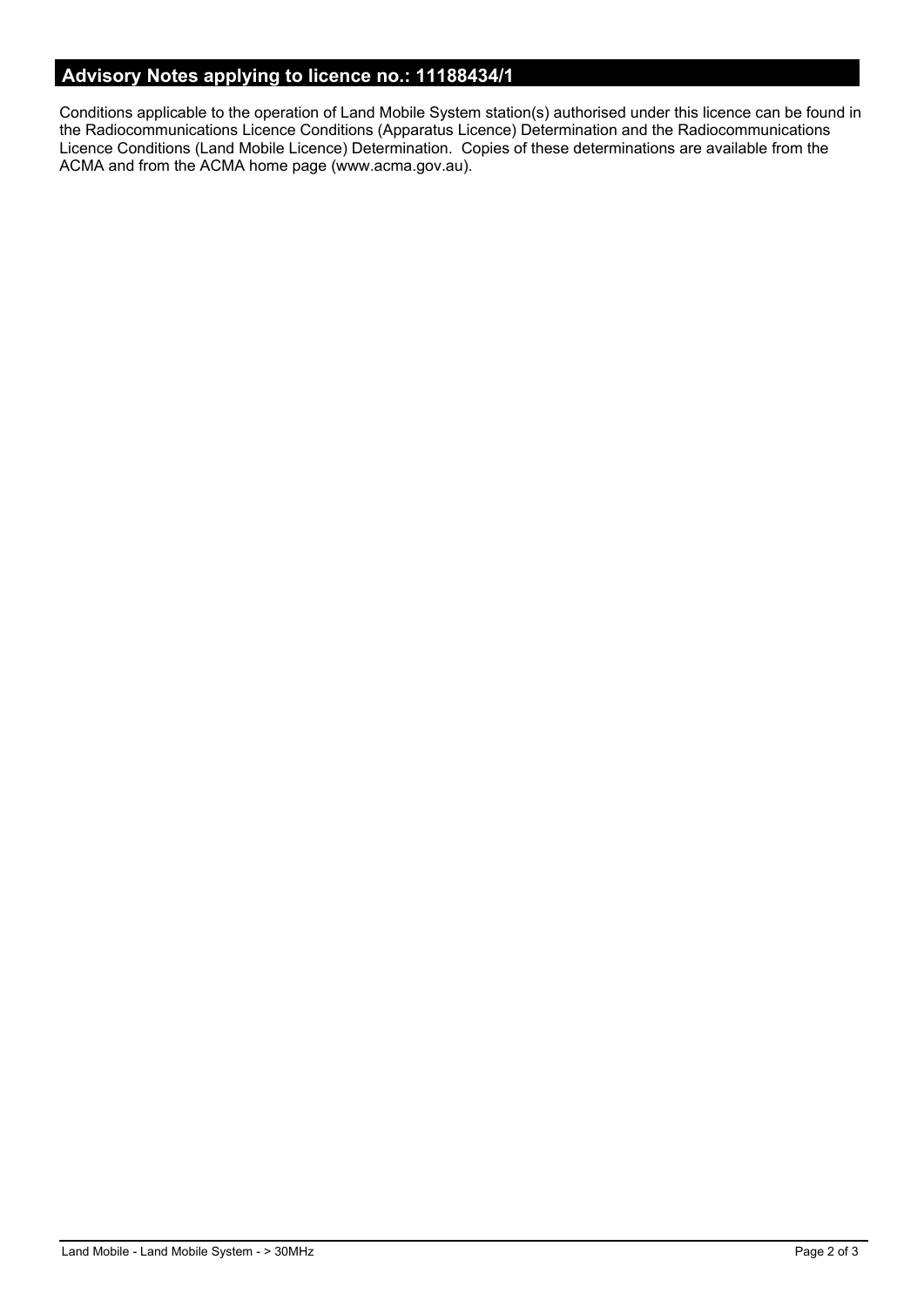## Advisory Notes applying to licence no.: 11188434/1

Conditions applicable to the operation of Land Mobile System station(s) authorised under this licence can be found in the Radiocommunications Licence Conditions (Apparatus Licence) Determination and the Radiocommunications Licence Conditions (Land Mobile Licence) Determination. Copies of these determinations are available from the ACMA and from the ACMA home page (www.acma.gov.au).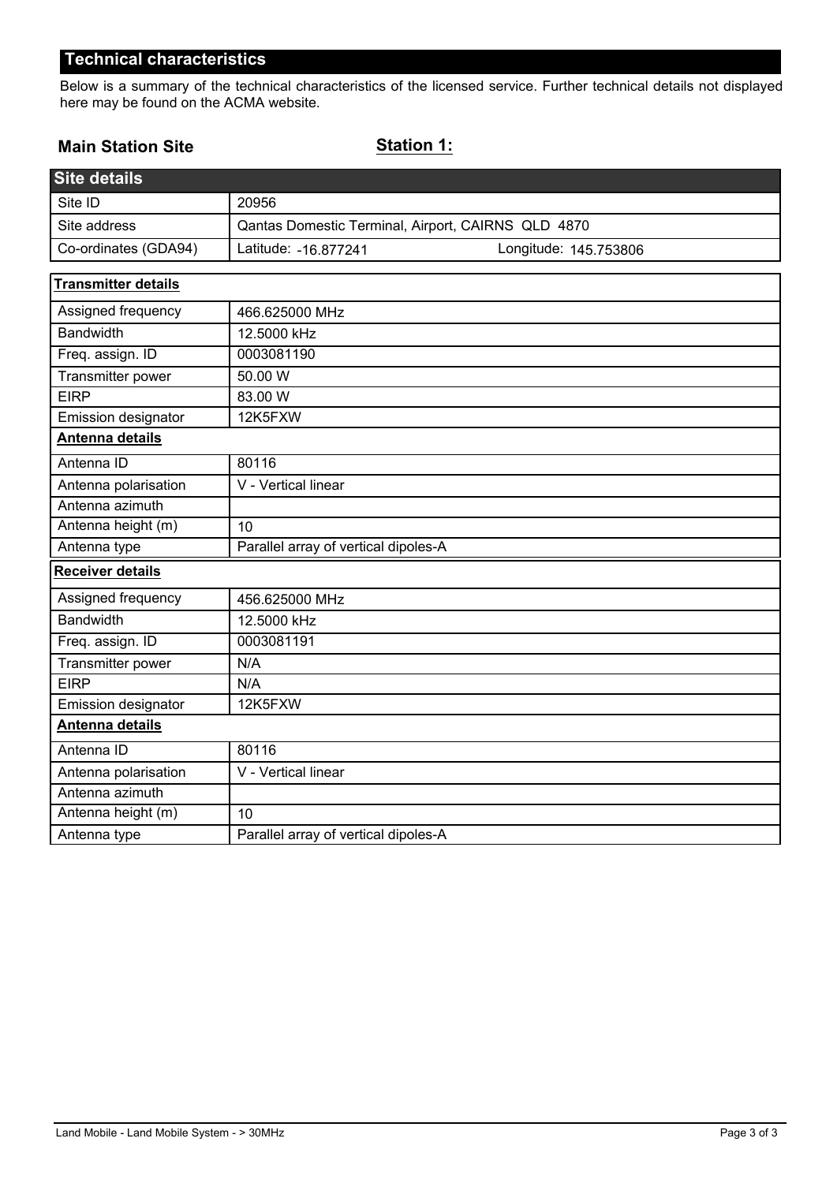## Technical characteristics

Below is a summary of the technical characteristics of the licensed service. Further technical details not displayed here may be found on the ACMA website.

**Main Station Site** **Station 1:**

| Site details | |
|---|---|
| Site ID | 20956 |
| Site address | Qantas Domestic Terminal, Airport, CAIRNS QLD 4870 |
| Co-ordinates (GDA94) | Latitude: -16.877241 Longitude: 145.753806 |

| Transmitter details | |
|---|---|
| Assigned frequency | 466.625000 MHz |
| Bandwidth | 12.5000 kHz |
| Freq. assign. ID | 0003081190 |
| Transmitter power | 50.00 W |
| EIRP | 83.00 W |
| Emission designator | 12K5FXW |
| **Antenna details** | |
| Antenna ID | 80116 |
| Antenna polarisation | V - Vertical linear |
| Antenna azimuth | |
| Antenna height (m) | 10 |
| Antenna type | Parallel array of vertical dipoles-A |

| Receiver details | |
|---|---|
| Assigned frequency | 456.625000 MHz |
| Bandwidth | 12.5000 kHz |
| Freq. assign. ID | 0003081191 |
| Transmitter power | N/A |
| EIRP | N/A |
| Emission designator | 12K5FXW |
| **Antenna details** | |
| Antenna ID | 80116 |
| Antenna polarisation | V - Vertical linear |
| Antenna azimuth | |
| Antenna height (m) | 10 |
| Antenna type | Parallel array of vertical dipoles-A |